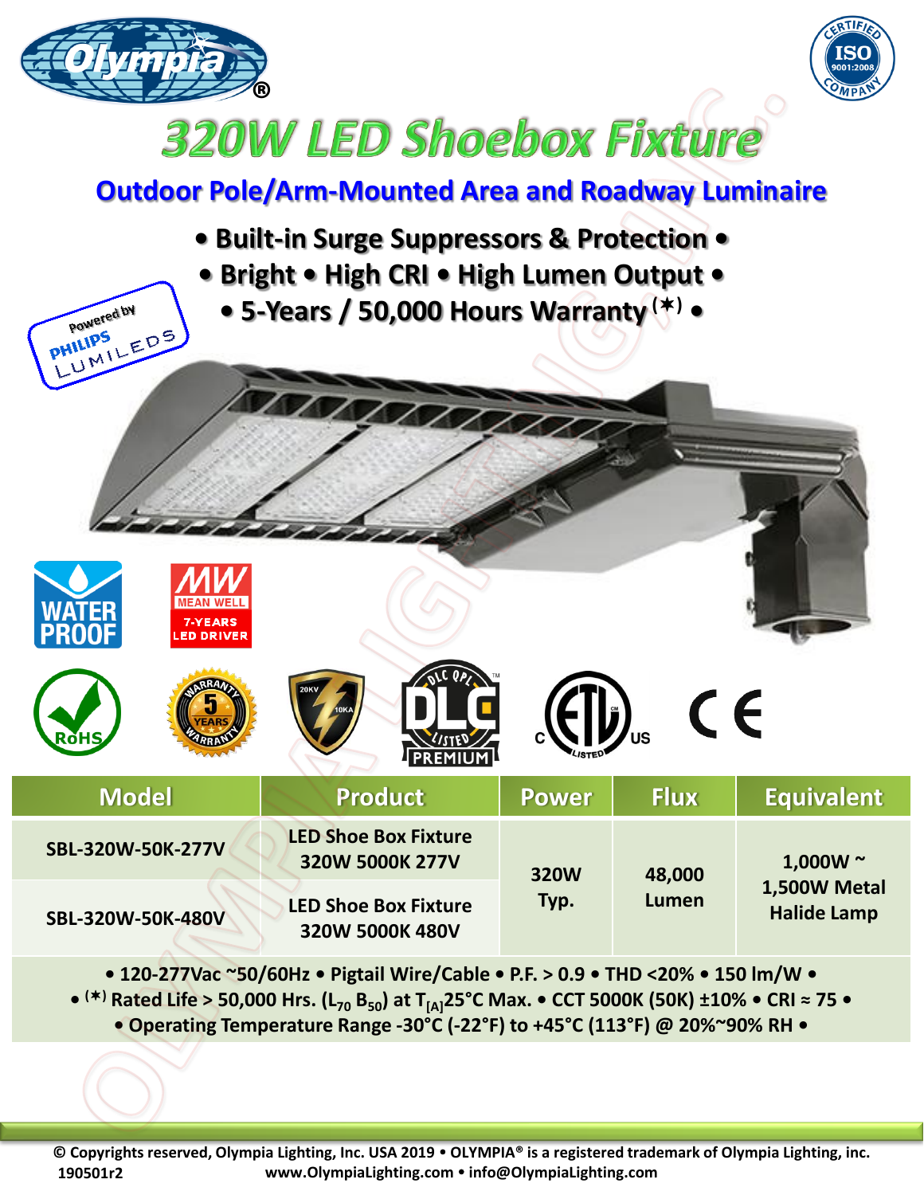# 320W LED Shoebox Fixture

## Outdoor Pole/Arm-Mounted Area and Roadway Luminaire

**• Built-in Surge Suppressors & Protection •**

**• Bright • High CRI • High Lumen Output •**

**• 5-Years / 50,000 Hours Warranty (✶) •**

Powered by PHILIPS LUMILEDS

WATER PROOF

MEAN WELL 7-YEARS LED DRIVER

RoHS

5 YEARS WARRANTY

20KV 10KA

DLC QPL LISTED PREMIUM

c ETL us LISTED

CE

| Model | Product | Power | Flux | Equivalent |
|---|---|---|---|---|
| SBL-320W-50K-277V | LED Shoe Box Fixture 320W 5000K 277V | 320W Typ. | 48,000 Lumen | 1,000W ~ 1,500W Metal Halide Lamp |
| SBL-320W-50K-480V | LED Shoe Box Fixture 320W 5000K 480V | | | |

**• 120-277Vac ~50/60Hz • Pigtail Wire/Cable • P.F. > 0.9 • THD <20% • 150 lm/W •**

**• (✶) Rated Life > 50,000 Hrs. ($L_{70}$ $B_{50}$) at $T_{[A]}$25°C Max. • CCT 5000K (50K) ±10% • CRI ≈ 75 •**

**• Operating Temperature Range -30°C (-22°F) to +45°C (113°F) @ 20%~90% RH •**

© Copyrights reserved, Olympia Lighting, Inc. USA 2019 • OLYMPIA® is a registered trademark of Olympia Lighting, inc.
190501r2 www.OlympiaLighting.com • info@OlympiaLighting.com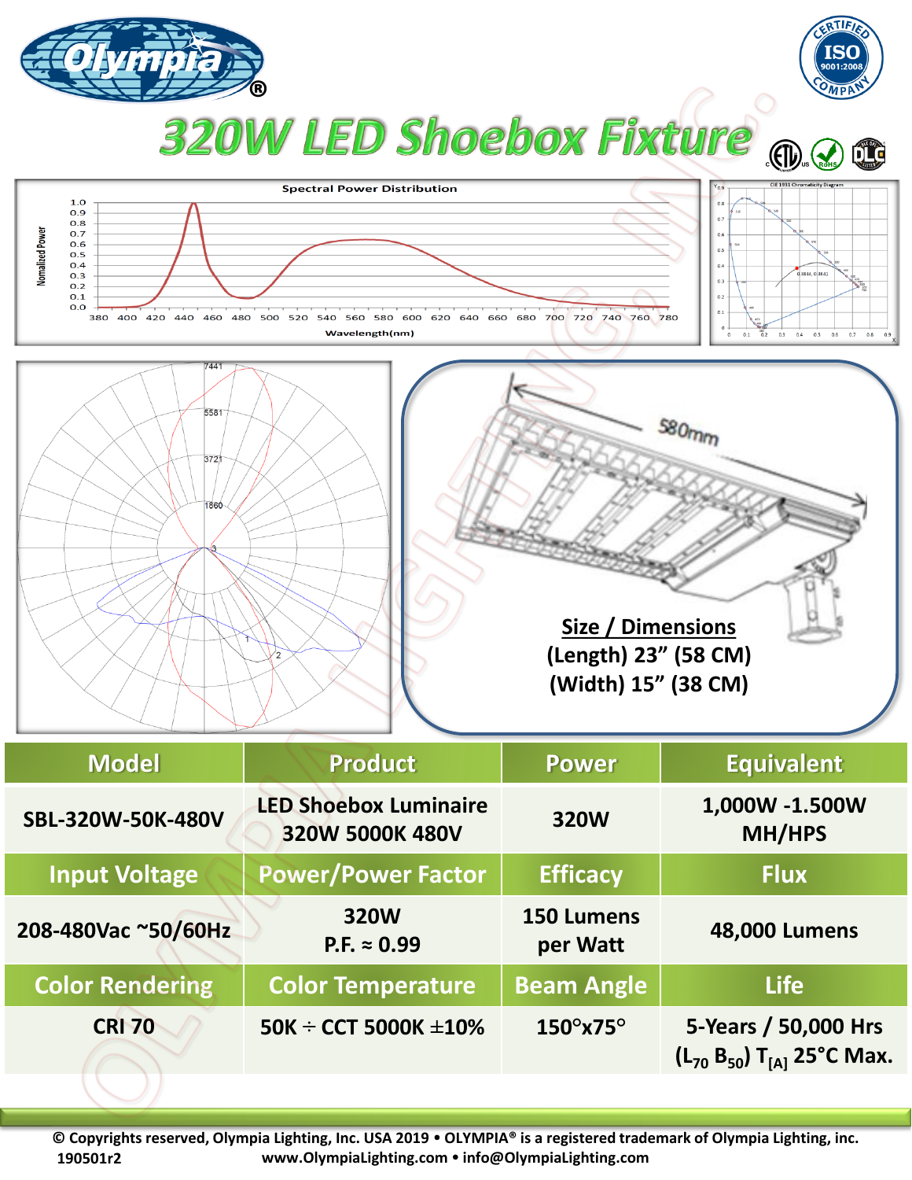# 320W LED Shoebox Fixture

Spectral Power Distribution

Nomalized Power

1.0
0.9
0.8
0.7
0.6
0.5
0.4
0.3
0.2
0.1
0.0

380 400 420 440 460 480 500 520 540 560 580 600 620 640 660 680 700 720 740 760 780

Wavelength(nm)

CIE 1931 Chromaticity Diagram

7441
5581
3721
1860

580mm

**Size / Dimensions**
**(Length) 23" (58 CM)**
**(Width) 15" (38 CM)**

| Model | Product | Power | Equivalent |
|---|---|---|---|
| SBL-320W-50K-480V | LED Shoebox Luminaire 320W 5000K 480V | 320W | 1,000W -1.500W MH/HPS |
| **Input Voltage** | **Power/Power Factor** | **Efficacy** | **Flux** |
| 208-480Vac ~50/60Hz | 320W P.F. ≈ 0.99 | 150 Lumens per Watt | 48,000 Lumens |
| **Color Rendering** | **Color Temperature** | **Beam Angle** | **Life** |
| CRI 70 | 50K ÷ CCT 5000K ±10% | 150°x75° | 5-Years / 50,000 Hrs ($L_{70}$ $B_{50}$) $T_{[A]}$ 25°C Max. |

© Copyrights reserved, Olympia Lighting, Inc. USA 2019 • OLYMPIA® is a registered trademark of Olympia Lighting, inc.
190501r2 www.OlympiaLighting.com • info@OlympiaLighting.com